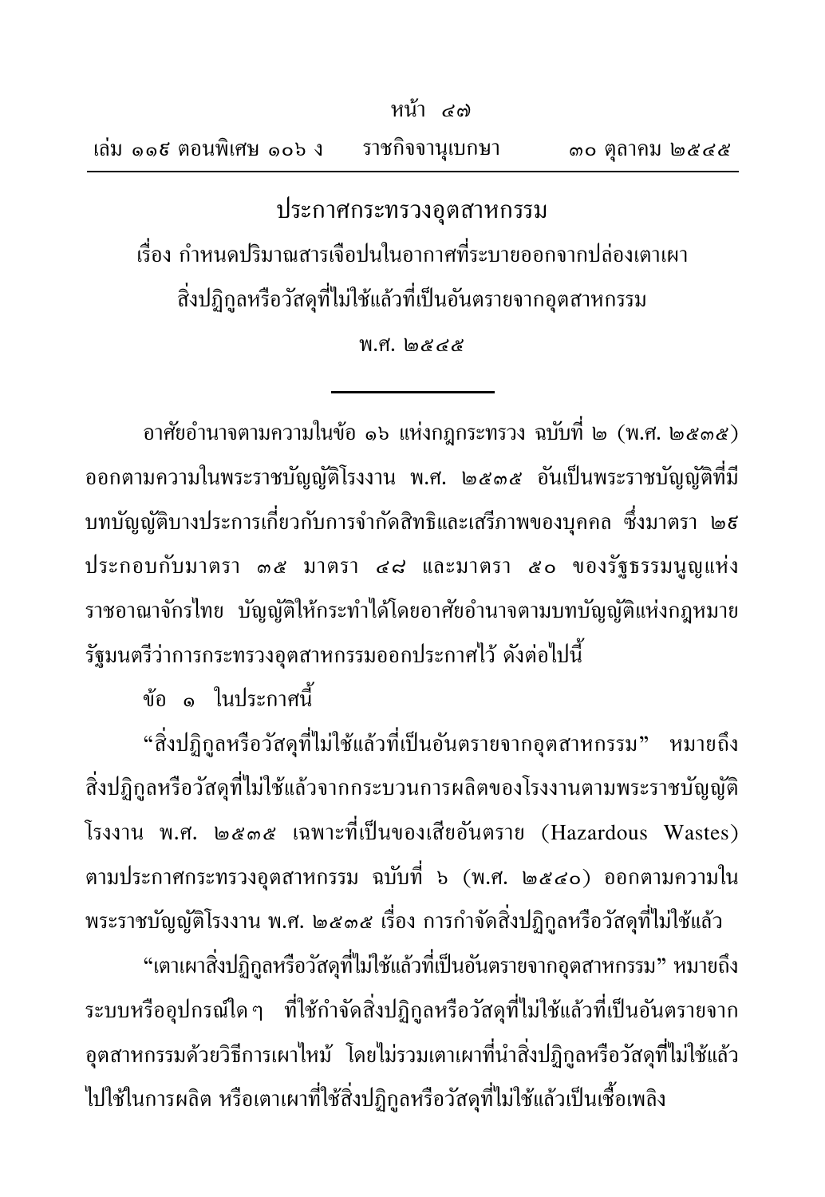# ประกาศกระทรวงอุตสาหกรรม

## เรื่อง กำหนดปริมาณสารเจือปนในอากาศที่ระบายออกจากปล่องเตาเผาสิ่งปฏิกูลหรือวัสดุที่ไม่ใช้แล้วที่เป็นอันตรายจากอุตสาหกรรม

## พ.ศ. ๒๕๔๕

---

อาศัยอำนาจตามความในข้อ ๑๖ แห่งกฎกระทรวง ฉบับที่ ๒ (พ.ศ. ๒๕๓๕) ออกตามความในพระราชบัญญัติโรงงาน พ.ศ. ๒๕๓๕ อันเป็นพระราชบัญญัติที่มีบทบัญญัติบางประการเกี่ยวกับการจำกัดสิทธิและเสรีภาพของบุคคล ซึ่งมาตรา ๒๙ ประกอบกับมาตรา ๓๕ มาตรา ๔๘ และมาตรา ๕๐ ของรัฐธรรมนูญแห่งราชอาณาจักรไทย บัญญัติให้กระทำได้โดยอาศัยอำนาจตามบทบัญญัติแห่งกฎหมาย รัฐมนตรีว่าการกระทรวงอุตสาหกรรมออกประกาศไว้ ดังต่อไปนี้

ข้อ ๑ ในประกาศนี้

"สิ่งปฏิกูลหรือวัสดุที่ไม่ใช้แล้วที่เป็นอันตรายจากอุตสาหกรรม" หมายถึง สิ่งปฏิกูลหรือวัสดุที่ไม่ใช้แล้วจากกระบวนการผลิตของโรงงานตามพระราชบัญญัติโรงงาน พ.ศ. ๒๕๓๕ เฉพาะที่เป็นของเสียอันตราย (Hazardous Wastes) ตามประกาศกระทรวงอุตสาหกรรม ฉบับที่ ๖ (พ.ศ. ๒๕๔๐) ออกตามความในพระราชบัญญัติโรงงาน พ.ศ. ๒๕๓๕ เรื่อง การกำจัดสิ่งปฏิกูลหรือวัสดุที่ไม่ใช้แล้ว

"เตาเผาสิ่งปฏิกูลหรือวัสดุที่ไม่ใช้แล้วที่เป็นอันตรายจากอุตสาหกรรม" หมายถึง ระบบหรืออุปกรณ์ใด ๆ ที่ใช้กำจัดสิ่งปฏิกูลหรือวัสดุที่ไม่ใช้แล้วที่เป็นอันตรายจากอุตสาหกรรมด้วยวิธีการเผาไหม้ โดยไม่รวมเตาเผาที่นำสิ่งปฏิกูลหรือวัสดุที่ไม่ใช้แล้วไปใช้ในการผลิต หรือเตาเผาที่ใช้สิ่งปฏิกูลหรือวัสดุที่ไม่ใช้แล้วเป็นเชื้อเพลิง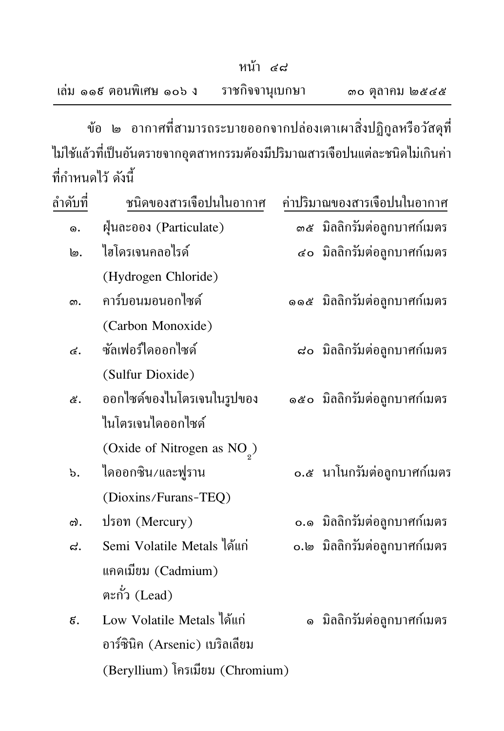ข้อ ๒ อากาศที่สามารถระบายออกจากปล่องเตาเผาสิ่งปฏิกูลหรือวัสดุที่ไม่ใช้แล้วที่เป็นอันตรายจากอุตสาหกรรมต้องมีปริมาณสารเจือปนแต่ละชนิดไม่เกินค่าที่กำหนดไว้ ดังนี้

| ลำดับที่ | ชนิดของสารเจือปนในอากาศ | ค่าปริมาณของสารเจือปนในอากาศ |
|---|---|---|
| ๑. | ฝุ่นละออง (Particulate) | ๓๕ มิลลิกรัมต่อลูกบาศก์เมตร |
| ๒. | ไฮโดรเจนคลอไรด์ (Hydrogen Chloride) | ๔๐ มิลลิกรัมต่อลูกบาศก์เมตร |
| ๓. | คาร์บอนมอนอกไซด์ (Carbon Monoxide) | ๑๑๕ มิลลิกรัมต่อลูกบาศก์เมตร |
| ๔. | ซัลเฟอร์ไดออกไซด์ (Sulfur Dioxide) | ๘๐ มิลลิกรัมต่อลูกบาศก์เมตร |
| ๕. | ออกไซด์ของไนโตรเจนในรูปของไนโตรเจนไดออกไซด์ (Oxide of Nitrogen as $NO_2$) | ๑๕๐ มิลลิกรัมต่อลูกบาศก์เมตร |
| ๖. | ไดออกซิน/และฟูราน (Dioxins/Furans-TEQ) | ๐.๕ นาโนกรัมต่อลูกบาศก์เมตร |
| ๗. | ปรอท (Mercury) | ๐.๑ มิลลิกรัมต่อลูกบาศก์เมตร |
| ๘. | Semi Volatile Metals ได้แก่ แคดเมียม (Cadmium) ตะกั่ว (Lead) | ๐.๒ มิลลิกรัมต่อลูกบาศก์เมตร |
| ๙. | Low Volatile Metals ได้แก่ อาร์ซินิค (Arsenic) เบริลเลียม (Beryllium) โครเมียม (Chromium) | ๑ มิลลิกรัมต่อลูกบาศก์เมตร |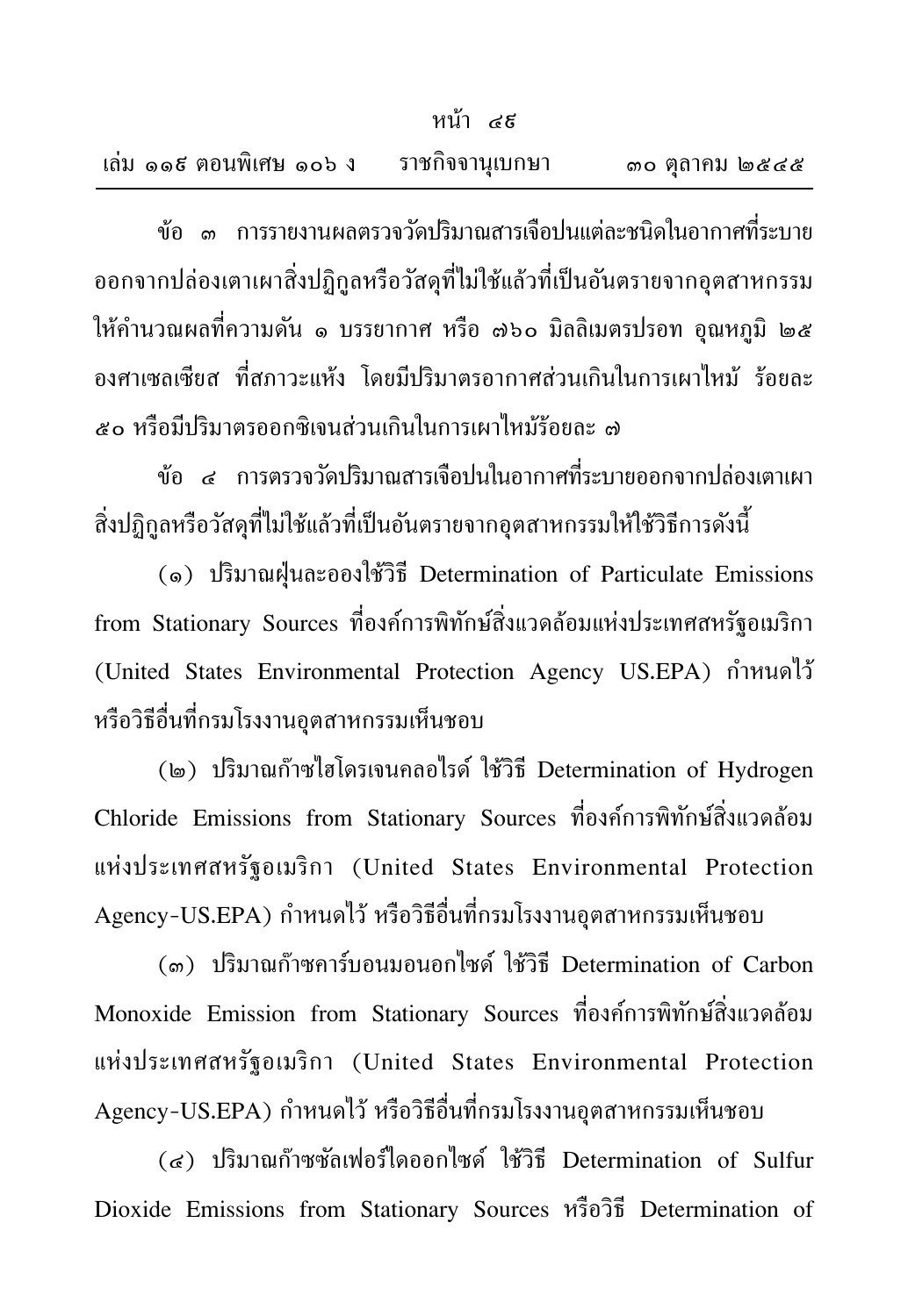ข้อ ๓ การรายงานผลตรวจวัดปริมาณสารเจือปนแต่ละชนิดในอากาศที่ระบายออกจากปล่องเตาเผาสิ่งปฏิกูลหรือวัสดุที่ไม่ใช้แล้วที่เป็นอันตรายจากอุตสาหกรรม ให้คำนวณผลที่ความดัน ๑ บรรยากาศ หรือ ๗๖๐ มิลลิเมตรปรอท อุณหภูมิ ๒๕ องศาเซลเซียส ที่สภาวะแห้ง โดยมีปริมาตรอากาศส่วนเกินในการเผาไหม้ ร้อยละ ๕๐ หรือมีปริมาตรออกซิเจนส่วนเกินในการเผาไหม้ร้อยละ ๗

ข้อ ๔ การตรวจวัดปริมาณสารเจือปนในอากาศที่ระบายออกจากปล่องเตาเผาสิ่งปฏิกูลหรือวัสดุที่ไม่ใช้แล้วที่เป็นอันตรายจากอุตสาหกรรมให้ใช้วิธีการดังนี้

(๑) ปริมาณฝุ่นละอองใช้วิธี Determination of Particulate Emissions from Stationary Sources ที่องค์การพิทักษ์สิ่งแวดล้อมแห่งประเทศสหรัฐอเมริกา (United States Environmental Protection Agency US.EPA) กำหนดไว้ หรือวิธีอื่นที่กรมโรงงานอุตสาหกรรมเห็นชอบ

(๒) ปริมาณก๊าซไฮโดรเจนคลอไรด์ ใช้วิธี Determination of Hydrogen Chloride Emissions from Stationary Sources ที่องค์การพิทักษ์สิ่งแวดล้อมแห่งประเทศสหรัฐอเมริกา (United States Environmental Protection Agency-US.EPA) กำหนดไว้ หรือวิธีอื่นที่กรมโรงงานอุตสาหกรรมเห็นชอบ

(๓) ปริมาณก๊าซคาร์บอนมอนอกไซด์ ใช้วิธี Determination of Carbon Monoxide Emission from Stationary Sources ที่องค์การพิทักษ์สิ่งแวดล้อมแห่งประเทศสหรัฐอเมริกา (United States Environmental Protection Agency-US.EPA) กำหนดไว้ หรือวิธีอื่นที่กรมโรงงานอุตสาหกรรมเห็นชอบ

(๔) ปริมาณก๊าซซัลเฟอร์ไดออกไซด์ ใช้วิธี Determination of Sulfur Dioxide Emissions from Stationary Sources หรือวิธี Determination of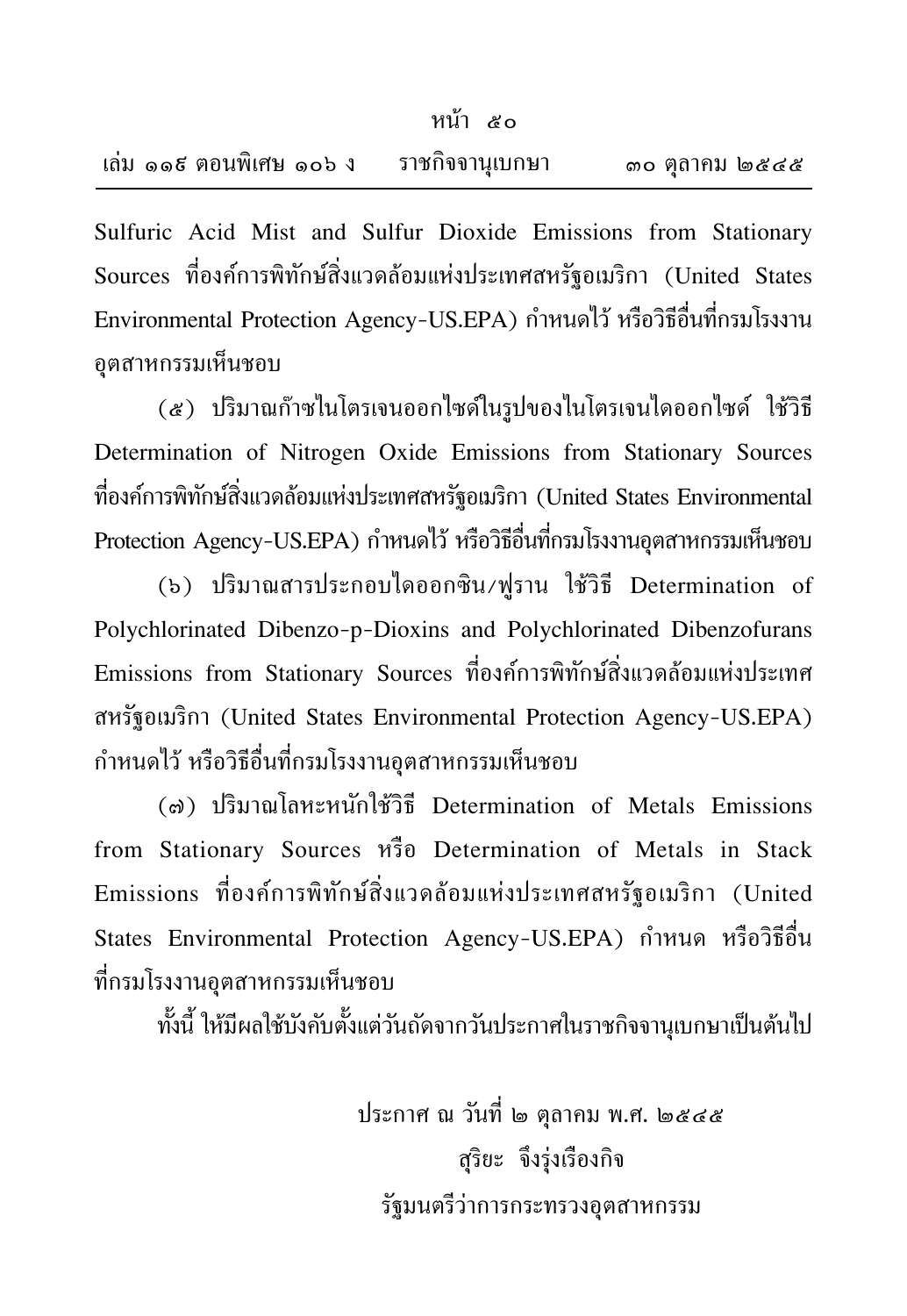Sulfuric Acid Mist and Sulfur Dioxide Emissions from Stationary Sources ที่องค์การพิทักษ์สิ่งแวดล้อมแห่งประเทศสหรัฐอเมริกา (United States Environmental Protection Agency-US.EPA) กำหนดไว้ หรือวิธีอื่นที่กรมโรงงานอุตสาหกรรมเห็นชอบ

(๕) ปริมาณก๊าซไนโตรเจนออกไซด์ในรูปของไนโตรเจนไดออกไซด์ ใช้วิธี Determination of Nitrogen Oxide Emissions from Stationary Sources ที่องค์การพิทักษ์สิ่งแวดล้อมแห่งประเทศสหรัฐอเมริกา (United States Environmental Protection Agency-US.EPA) กำหนดไว้ หรือวิธีอื่นที่กรมโรงงานอุตสาหกรรมเห็นชอบ

(๖) ปริมาณสารประกอบไดออกซิน/ฟูราน ใช้วิธี Determination of Polychlorinated Dibenzo-p-Dioxins and Polychlorinated Dibenzofurans Emissions from Stationary Sources ที่องค์การพิทักษ์สิ่งแวดล้อมแห่งประเทศสหรัฐอเมริกา (United States Environmental Protection Agency-US.EPA) กำหนดไว้ หรือวิธีอื่นที่กรมโรงงานอุตสาหกรรมเห็นชอบ

(๗) ปริมาณโลหะหนักใช้วิธี Determination of Metals Emissions from Stationary Sources หรือ Determination of Metals in Stack Emissions ที่องค์การพิทักษ์สิ่งแวดล้อมแห่งประเทศสหรัฐอเมริกา (United States Environmental Protection Agency-US.EPA) กำหนด หรือวิธีอื่นที่กรมโรงงานอุตสาหกรรมเห็นชอบ

ทั้งนี้ ให้มีผลใช้บังคับตั้งแต่วันถัดจากวันประกาศในราชกิจจานุเบกษาเป็นต้นไป

ประกาศ ณ วันที่ ๒ ตุลาคม พ.ศ. ๒๕๔๕

สุริยะ จึงรุ่งเรืองกิจ

รัฐมนตรีว่าการกระทรวงอุตสาหกรรม